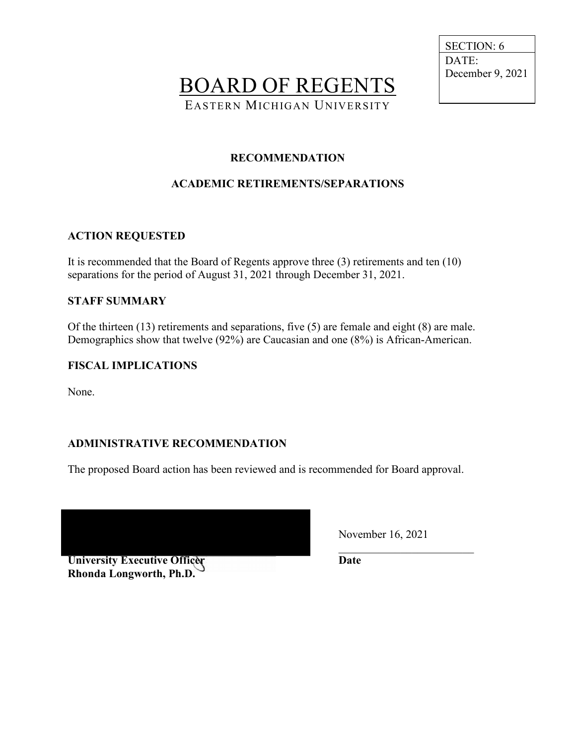SECTION: 6
DATE: December 9, 2021

# BOARD OF REGENTS

EASTERN MICHIGAN UNIVERSITY

## RECOMMENDATION

## ACADEMIC RETIREMENTS/SEPARATIONS

### ACTION REQUESTED

It is recommended that the Board of Regents approve three (3) retirements and ten (10) separations for the period of August 31, 2021 through December 31, 2021.

### STAFF SUMMARY

Of the thirteen (13) retirements and separations, five (5) are female and eight (8) are male. Demographics show that twelve (92%) are Caucasian and one (8%) is African-American.

### FISCAL IMPLICATIONS

None.

### ADMINISTRATIVE RECOMMENDATION

The proposed Board action has been reviewed and is recommended for Board approval.

**University Executive Officer**
**Rhonda Longworth, Ph.D.**

November 16, 2021
**Date**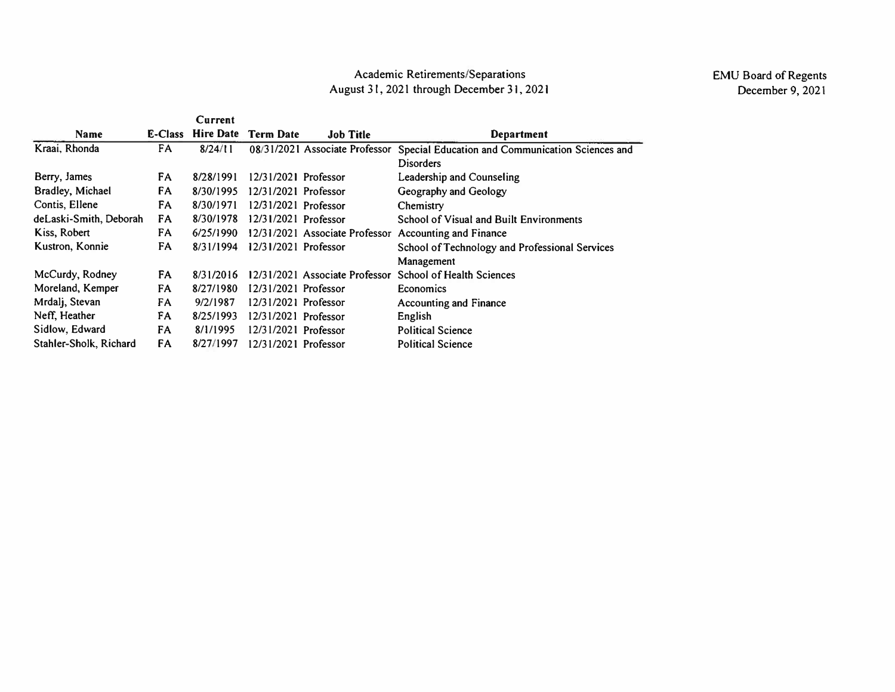Academic Retirements/Separations
August 31, 2021 through December 31, 2021

EMU Board of Regents
December 9, 2021

| Name | E-Class | Current Hire Date | Term Date | Job Title | Department |
|---|---|---|---|---|---|
| Kraai, Rhonda | FA | 8/24/11 | 08/31/2021 | Associate Professor | Special Education and Communication Sciences and Disorders |
| Berry, James | FA | 8/28/1991 | 12/31/2021 | Professor | Leadership and Counseling |
| Bradley, Michael | FA | 8/30/1995 | 12/31/2021 | Professor | Geography and Geology |
| Contis, Ellene | FA | 8/30/1971 | 12/31/2021 | Professor | Chemistry |
| deLaski-Smith, Deborah | FA | 8/30/1978 | 12/31/2021 | Professor | School of Visual and Built Environments |
| Kiss, Robert | FA | 6/25/1990 | 12/31/2021 | Associate Professor | Accounting and Finance |
| Kustron, Konnie | FA | 8/31/1994 | 12/31/2021 | Professor | School of Technology and Professional Services Management |
| McCurdy, Rodney | FA | 8/31/2016 | 12/31/2021 | Associate Professor | School of Health Sciences |
| Moreland, Kemper | FA | 8/27/1980 | 12/31/2021 | Professor | Economics |
| Mrdalj, Stevan | FA | 9/2/1987 | 12/31/2021 | Professor | Accounting and Finance |
| Neff, Heather | FA | 8/25/1993 | 12/31/2021 | Professor | English |
| Sidlow, Edward | FA | 8/1/1995 | 12/31/2021 | Professor | Political Science |
| Stahler-Sholk, Richard | FA | 8/27/1997 | 12/31/2021 | Professor | Political Science |